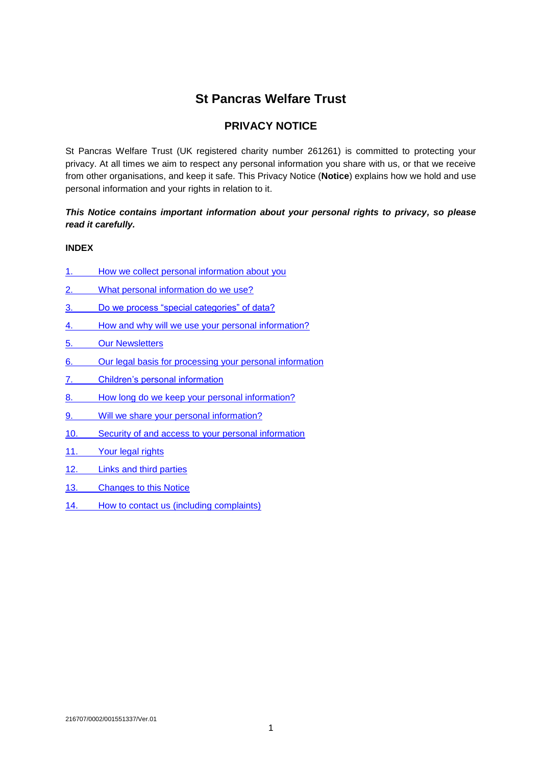# St Pancras Welfare Trust

## PRIVACY NOTICE

St Pancras Welfare Trust (UK registered charity number 261261) is committed to protecting your privacy. At all times we aim to respect any personal information you share with us, or that we receive from other organisations, and keep it safe. This Privacy Notice (**Notice**) explains how we hold and use personal information and your rights in relation to it.

***This Notice contains important information about your personal rights to privacy, so please read it carefully.***

**INDEX**

1. How we collect personal information about you
2. What personal information do we use?
3. Do we process "special categories" of data?
4. How and why will we use your personal information?
5. Our Newsletters
6. Our legal basis for processing your personal information
7. Children's personal information
8. How long do we keep your personal information?
9. Will we share your personal information?
10. Security of and access to your personal information
11. Your legal rights
12. Links and third parties
13. Changes to this Notice
14. How to contact us (including complaints)

216707/0002/001551337/Ver.01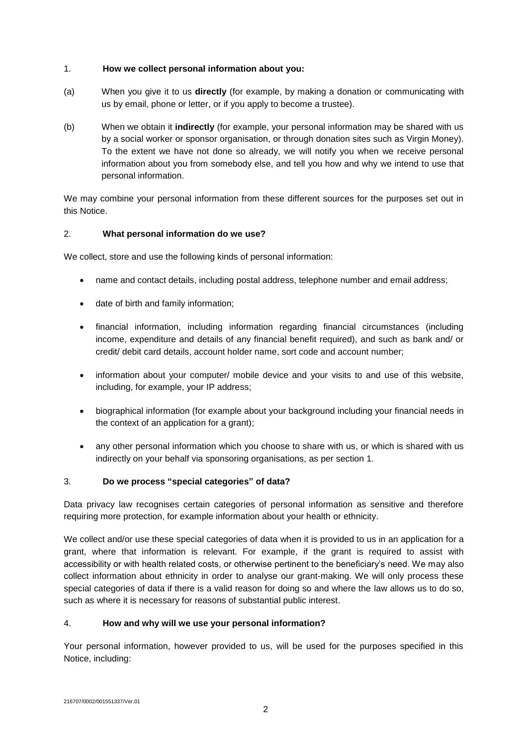## 1. How we collect personal information about you:

(a) When you give it to us **directly** (for example, by making a donation or communicating with us by email, phone or letter, or if you apply to become a trustee).

(b) When we obtain it **indirectly** (for example, your personal information may be shared with us by a social worker or sponsor organisation, or through donation sites such as Virgin Money). To the extent we have not done so already, we will notify you when we receive personal information about you from somebody else, and tell you how and why we intend to use that personal information.

We may combine your personal information from these different sources for the purposes set out in this Notice.

## 2. What personal information do we use?

We collect, store and use the following kinds of personal information:

- name and contact details, including postal address, telephone number and email address;
- date of birth and family information;
- financial information, including information regarding financial circumstances (including income, expenditure and details of any financial benefit required), and such as bank and/ or credit/ debit card details, account holder name, sort code and account number;
- information about your computer/ mobile device and your visits to and use of this website, including, for example, your IP address;
- biographical information (for example about your background including your financial needs in the context of an application for a grant);
- any other personal information which you choose to share with us, or which is shared with us indirectly on your behalf via sponsoring organisations, as per section 1.

## 3. Do we process "special categories" of data?

Data privacy law recognises certain categories of personal information as sensitive and therefore requiring more protection, for example information about your health or ethnicity.

We collect and/or use these special categories of data when it is provided to us in an application for a grant, where that information is relevant. For example, if the grant is required to assist with accessibility or with health related costs, or otherwise pertinent to the beneficiary's need. We may also collect information about ethnicity in order to analyse our grant-making. We will only process these special categories of data if there is a valid reason for doing so and where the law allows us to do so, such as where it is necessary for reasons of substantial public interest.

## 4. How and why will we use your personal information?

Your personal information, however provided to us, will be used for the purposes specified in this Notice, including:

216707/0002/001551337/Ver.01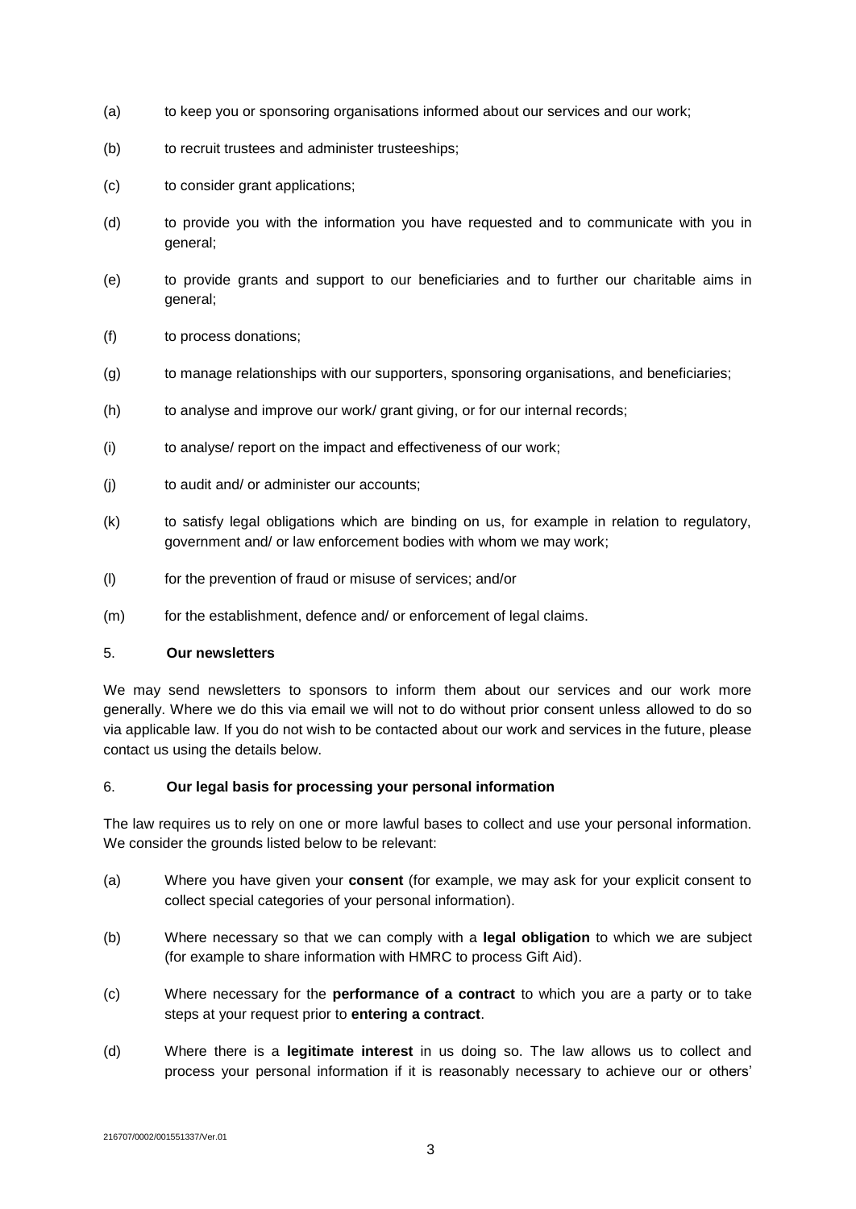(a) to keep you or sponsoring organisations informed about our services and our work;

(b) to recruit trustees and administer trusteeships;

(c) to consider grant applications;

(d) to provide you with the information you have requested and to communicate with you in general;

(e) to provide grants and support to our beneficiaries and to further our charitable aims in general;

(f) to process donations;

(g) to manage relationships with our supporters, sponsoring organisations, and beneficiaries;

(h) to analyse and improve our work/ grant giving, or for our internal records;

(i) to analyse/ report on the impact and effectiveness of our work;

(j) to audit and/ or administer our accounts;

(k) to satisfy legal obligations which are binding on us, for example in relation to regulatory, government and/ or law enforcement bodies with whom we may work;

(l) for the prevention of fraud or misuse of services; and/or

(m) for the establishment, defence and/ or enforcement of legal claims.

## 5. **Our newsletters**

We may send newsletters to sponsors to inform them about our services and our work more generally. Where we do this via email we will not to do without prior consent unless allowed to do so via applicable law. If you do not wish to be contacted about our work and services in the future, please contact us using the details below.

## 6. **Our legal basis for processing your personal information**

The law requires us to rely on one or more lawful bases to collect and use your personal information. We consider the grounds listed below to be relevant:

(a) Where you have given your **consent** (for example, we may ask for your explicit consent to collect special categories of your personal information).

(b) Where necessary so that we can comply with a **legal obligation** to which we are subject (for example to share information with HMRC to process Gift Aid).

(c) Where necessary for the **performance of a contract** to which you are a party or to take steps at your request prior to **entering a contract**.

(d) Where there is a **legitimate interest** in us doing so. The law allows us to collect and process your personal information if it is reasonably necessary to achieve our or others'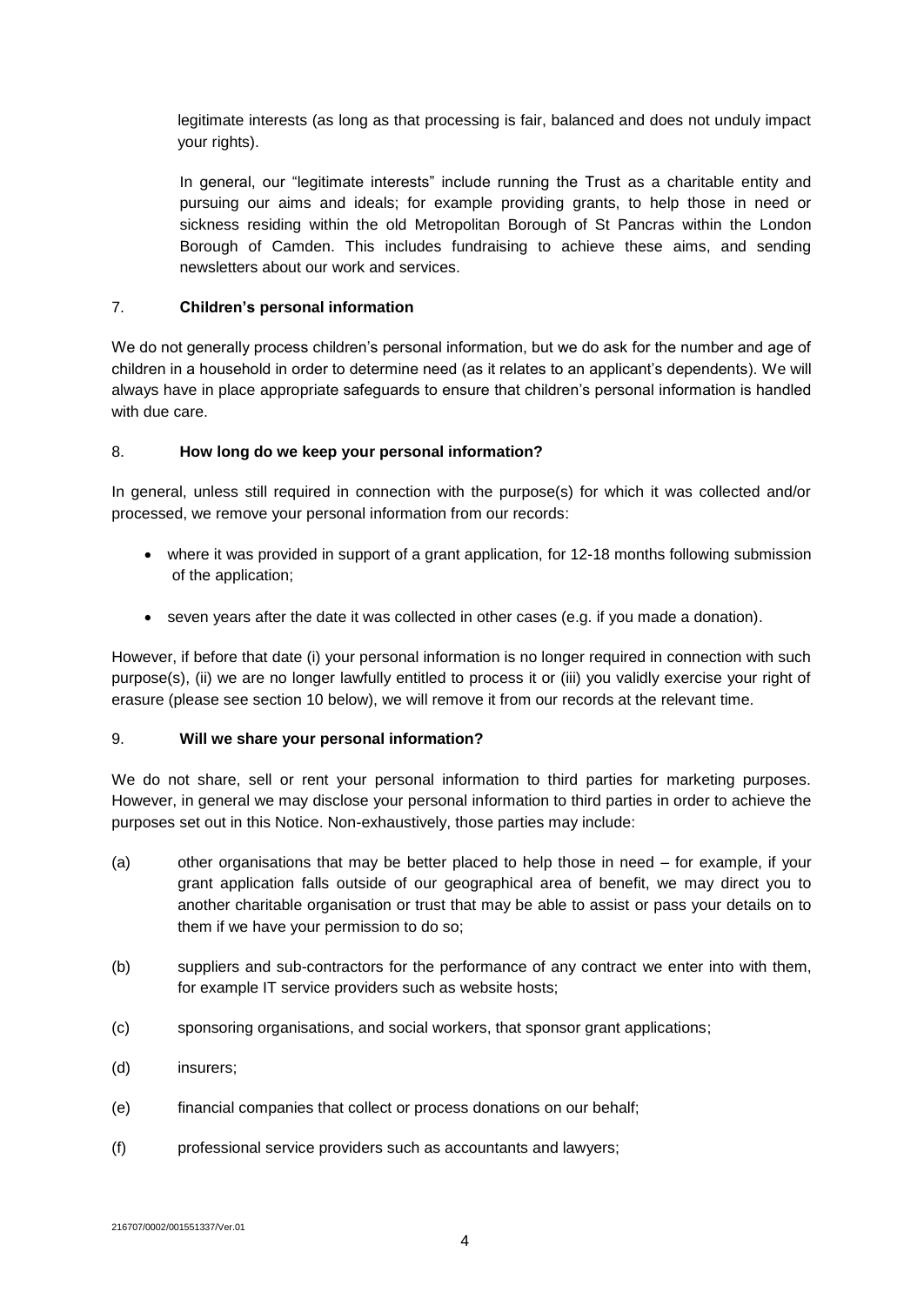legitimate interests (as long as that processing is fair, balanced and does not unduly impact your rights).

In general, our "legitimate interests" include running the Trust as a charitable entity and pursuing our aims and ideals; for example providing grants, to help those in need or sickness residing within the old Metropolitan Borough of St Pancras within the London Borough of Camden. This includes fundraising to achieve these aims, and sending newsletters about our work and services.

## 7. **Children's personal information**

We do not generally process children's personal information, but we do ask for the number and age of children in a household in order to determine need (as it relates to an applicant's dependents). We will always have in place appropriate safeguards to ensure that children's personal information is handled with due care.

## 8. **How long do we keep your personal information?**

In general, unless still required in connection with the purpose(s) for which it was collected and/or processed, we remove your personal information from our records:

- where it was provided in support of a grant application, for 12-18 months following submission of the application;
- seven years after the date it was collected in other cases (e.g. if you made a donation).

However, if before that date (i) your personal information is no longer required in connection with such purpose(s), (ii) we are no longer lawfully entitled to process it or (iii) you validly exercise your right of erasure (please see section 10 below), we will remove it from our records at the relevant time.

## 9. **Will we share your personal information?**

We do not share, sell or rent your personal information to third parties for marketing purposes. However, in general we may disclose your personal information to third parties in order to achieve the purposes set out in this Notice. Non-exhaustively, those parties may include:

(a) other organisations that may be better placed to help those in need – for example, if your grant application falls outside of our geographical area of benefit, we may direct you to another charitable organisation or trust that may be able to assist or pass your details on to them if we have your permission to do so;

(b) suppliers and sub-contractors for the performance of any contract we enter into with them, for example IT service providers such as website hosts;

(c) sponsoring organisations, and social workers, that sponsor grant applications;

(d) insurers;

(e) financial companies that collect or process donations on our behalf;

(f) professional service providers such as accountants and lawyers;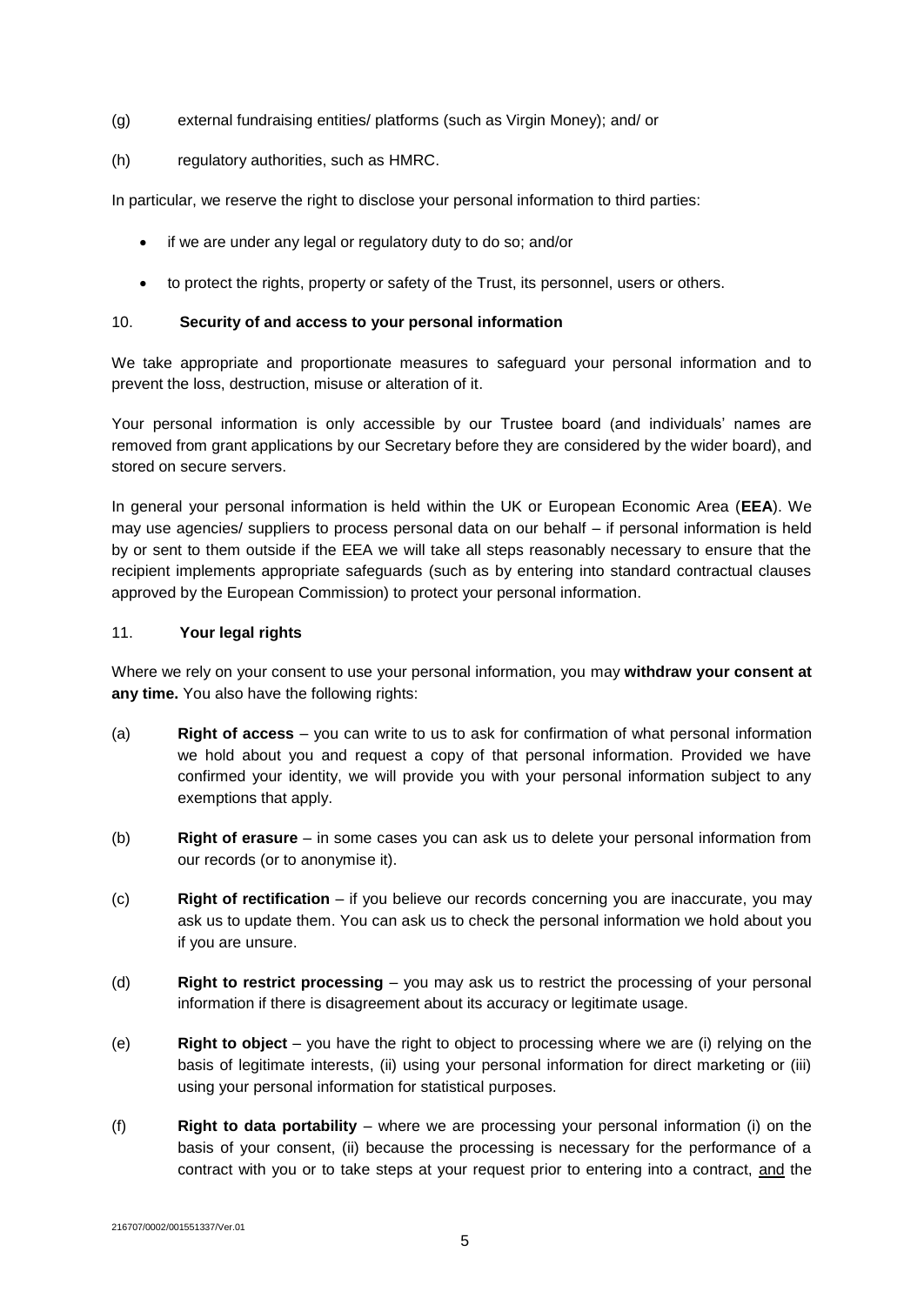(g) external fundraising entities/ platforms (such as Virgin Money); and/ or

(h) regulatory authorities, such as HMRC.

In particular, we reserve the right to disclose your personal information to third parties:

- if we are under any legal or regulatory duty to do so; and/or
- to protect the rights, property or safety of the Trust, its personnel, users or others.

## 10. Security of and access to your personal information

We take appropriate and proportionate measures to safeguard your personal information and to prevent the loss, destruction, misuse or alteration of it.

Your personal information is only accessible by our Trustee board (and individuals' names are removed from grant applications by our Secretary before they are considered by the wider board), and stored on secure servers.

In general your personal information is held within the UK or European Economic Area (**EEA**). We may use agencies/ suppliers to process personal data on our behalf – if personal information is held by or sent to them outside if the EEA we will take all steps reasonably necessary to ensure that the recipient implements appropriate safeguards (such as by entering into standard contractual clauses approved by the European Commission) to protect your personal information.

## 11. Your legal rights

Where we rely on your consent to use your personal information, you may **withdraw your consent at any time.** You also have the following rights:

(a) **Right of access** – you can write to us to ask for confirmation of what personal information we hold about you and request a copy of that personal information. Provided we have confirmed your identity, we will provide you with your personal information subject to any exemptions that apply.

(b) **Right of erasure** – in some cases you can ask us to delete your personal information from our records (or to anonymise it).

(c) **Right of rectification** – if you believe our records concerning you are inaccurate, you may ask us to update them. You can ask us to check the personal information we hold about you if you are unsure.

(d) **Right to restrict processing** – you may ask us to restrict the processing of your personal information if there is disagreement about its accuracy or legitimate usage.

(e) **Right to object** – you have the right to object to processing where we are (i) relying on the basis of legitimate interests, (ii) using your personal information for direct marketing or (iii) using your personal information for statistical purposes.

(f) **Right to data portability** – where we are processing your personal information (i) on the basis of your consent, (ii) because the processing is necessary for the performance of a contract with you or to take steps at your request prior to entering into a contract, <u>and</u> the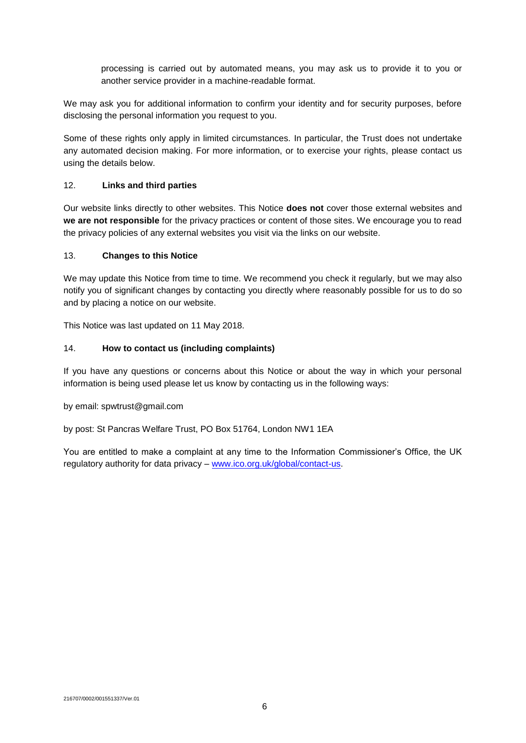processing is carried out by automated means, you may ask us to provide it to you or another service provider in a machine-readable format.

We may ask you for additional information to confirm your identity and for security purposes, before disclosing the personal information you request to you.

Some of these rights only apply in limited circumstances. In particular, the Trust does not undertake any automated decision making. For more information, or to exercise your rights, please contact us using the details below.

## 12. **Links and third parties**

Our website links directly to other websites. This Notice **does not** cover those external websites and **we are not responsible** for the privacy practices or content of those sites. We encourage you to read the privacy policies of any external websites you visit via the links on our website.

## 13. **Changes to this Notice**

We may update this Notice from time to time. We recommend you check it regularly, but we may also notify you of significant changes by contacting you directly where reasonably possible for us to do so and by placing a notice on our website.

This Notice was last updated on 11 May 2018.

## 14. **How to contact us (including complaints)**

If you have any questions or concerns about this Notice or about the way in which your personal information is being used please let us know by contacting us in the following ways:

by email: spwtrust@gmail.com

by post: St Pancras Welfare Trust, PO Box 51764, London NW1 1EA

You are entitled to make a complaint at any time to the Information Commissioner's Office, the UK regulatory authority for data privacy – [www.ico.org.uk/global/contact-us](www.ico.org.uk/global/contact-us).

216707/0002/001551337/Ver.01